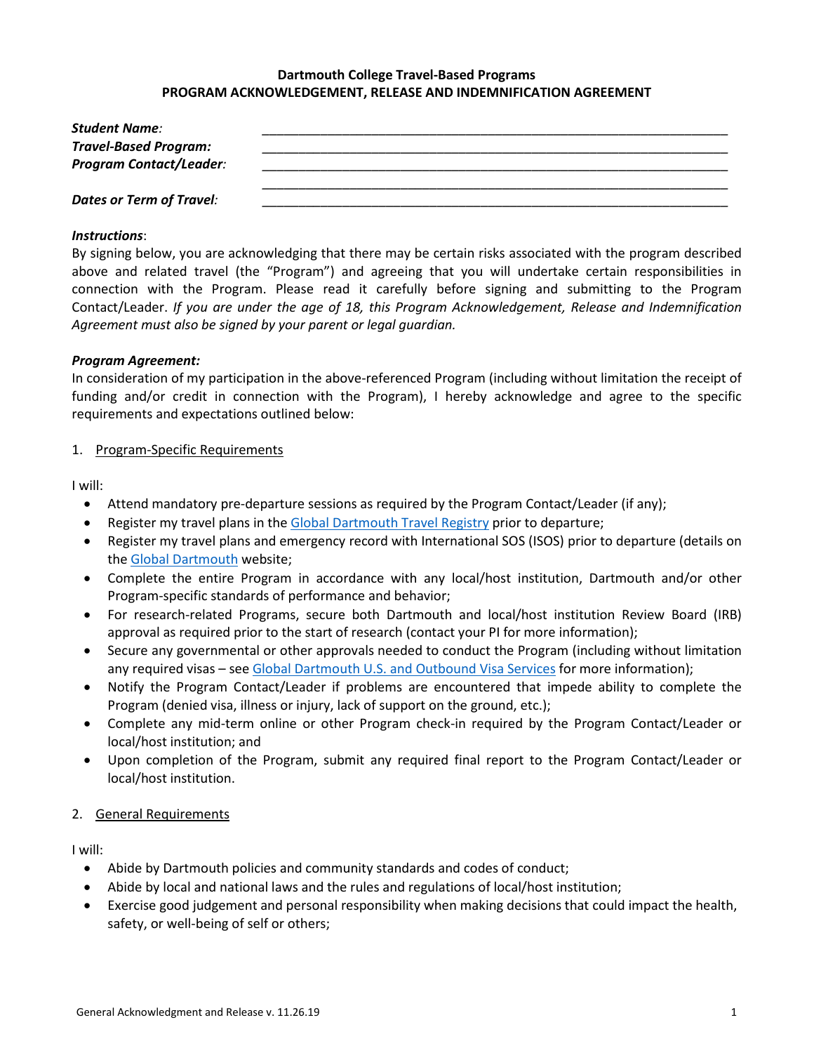**Dartmouth College Travel-Based Programs**
**PROGRAM ACKNOWLEDGEMENT, RELEASE AND INDEMNIFICATION AGREEMENT**

***Student Name**:* ________________________________________________________________

***Travel-Based Program:*** ________________________________________________________________

***Program Contact/Leader**:* ________________________________________________________________

________________________________________________________________

***Dates or Term of Travel**:* ________________________________________________________________

***Instructions***:

By signing below, you are acknowledging that there may be certain risks associated with the program described above and related travel (the "Program") and agreeing that you will undertake certain responsibilities in connection with the Program. Please read it carefully before signing and submitting to the Program Contact/Leader. *If you are under the age of 18, this Program Acknowledgement, Release and Indemnification Agreement must also be signed by your parent or legal guardian.*

***Program Agreement:***

In consideration of my participation in the above-referenced Program (including without limitation the receipt of funding and/or credit in connection with the Program), I hereby acknowledge and agree to the specific requirements and expectations outlined below:

1. Program-Specific Requirements

I will:

- Attend mandatory pre-departure sessions as required by the Program Contact/Leader (if any);
- Register my travel plans in the Global Dartmouth Travel Registry prior to departure;
- Register my travel plans and emergency record with International SOS (ISOS) prior to departure (details on the Global Dartmouth website;
- Complete the entire Program in accordance with any local/host institution, Dartmouth and/or other Program-specific standards of performance and behavior;
- For research-related Programs, secure both Dartmouth and local/host institution Review Board (IRB) approval as required prior to the start of research (contact your PI for more information);
- Secure any governmental or other approvals needed to conduct the Program (including without limitation any required visas – see Global Dartmouth U.S. and Outbound Visa Services for more information);
- Notify the Program Contact/Leader if problems are encountered that impede ability to complete the Program (denied visa, illness or injury, lack of support on the ground, etc.);
- Complete any mid-term online or other Program check-in required by the Program Contact/Leader or local/host institution; and
- Upon completion of the Program, submit any required final report to the Program Contact/Leader or local/host institution.

2. General Requirements

I will:

- Abide by Dartmouth policies and community standards and codes of conduct;
- Abide by local and national laws and the rules and regulations of local/host institution;
- Exercise good judgement and personal responsibility when making decisions that could impact the health, safety, or well-being of self or others;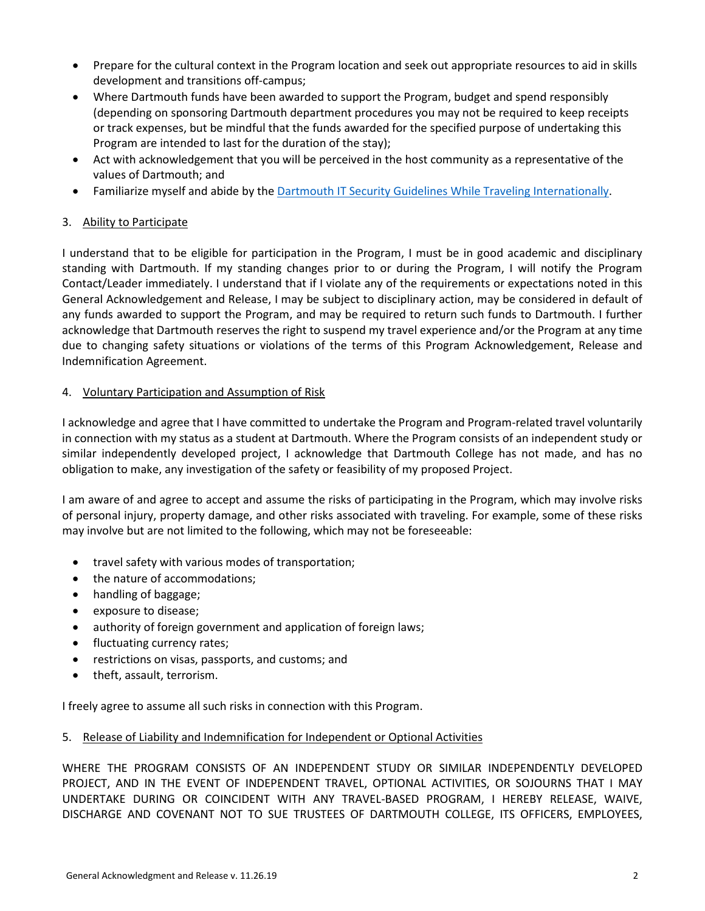- Prepare for the cultural context in the Program location and seek out appropriate resources to aid in skills development and transitions off-campus;
- Where Dartmouth funds have been awarded to support the Program, budget and spend responsibly (depending on sponsoring Dartmouth department procedures you may not be required to keep receipts or track expenses, but be mindful that the funds awarded for the specified purpose of undertaking this Program are intended to last for the duration of the stay);
- Act with acknowledgement that you will be perceived in the host community as a representative of the values of Dartmouth; and
- Familiarize myself and abide by the Dartmouth IT Security Guidelines While Traveling Internationally.

3. Ability to Participate

I understand that to be eligible for participation in the Program, I must be in good academic and disciplinary standing with Dartmouth. If my standing changes prior to or during the Program, I will notify the Program Contact/Leader immediately. I understand that if I violate any of the requirements or expectations noted in this General Acknowledgement and Release, I may be subject to disciplinary action, may be considered in default of any funds awarded to support the Program, and may be required to return such funds to Dartmouth. I further acknowledge that Dartmouth reserves the right to suspend my travel experience and/or the Program at any time due to changing safety situations or violations of the terms of this Program Acknowledgement, Release and Indemnification Agreement.

4. Voluntary Participation and Assumption of Risk

I acknowledge and agree that I have committed to undertake the Program and Program-related travel voluntarily in connection with my status as a student at Dartmouth. Where the Program consists of an independent study or similar independently developed project, I acknowledge that Dartmouth College has not made, and has no obligation to make, any investigation of the safety or feasibility of my proposed Project.

I am aware of and agree to accept and assume the risks of participating in the Program, which may involve risks of personal injury, property damage, and other risks associated with traveling. For example, some of these risks may involve but are not limited to the following, which may not be foreseeable:

- travel safety with various modes of transportation;
- the nature of accommodations;
- handling of baggage;
- exposure to disease;
- authority of foreign government and application of foreign laws;
- fluctuating currency rates;
- restrictions on visas, passports, and customs; and
- theft, assault, terrorism.

I freely agree to assume all such risks in connection with this Program.

5. Release of Liability and Indemnification for Independent or Optional Activities

WHERE THE PROGRAM CONSISTS OF AN INDEPENDENT STUDY OR SIMILAR INDEPENDENTLY DEVELOPED PROJECT, AND IN THE EVENT OF INDEPENDENT TRAVEL, OPTIONAL ACTIVITIES, OR SOJOURNS THAT I MAY UNDERTAKE DURING OR COINCIDENT WITH ANY TRAVEL-BASED PROGRAM, I HEREBY RELEASE, WAIVE, DISCHARGE AND COVENANT NOT TO SUE TRUSTEES OF DARTMOUTH COLLEGE, ITS OFFICERS, EMPLOYEES,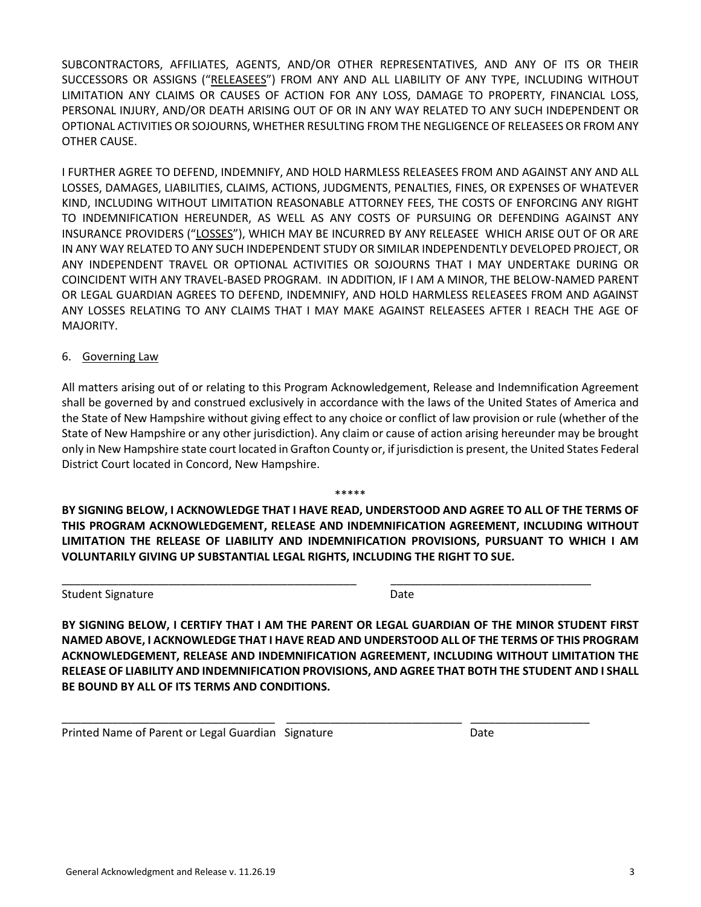SUBCONTRACTORS, AFFILIATES, AGENTS, AND/OR OTHER REPRESENTATIVES, AND ANY OF ITS OR THEIR SUCCESSORS OR ASSIGNS ("RELEASEES") FROM ANY AND ALL LIABILITY OF ANY TYPE, INCLUDING WITHOUT LIMITATION ANY CLAIMS OR CAUSES OF ACTION FOR ANY LOSS, DAMAGE TO PROPERTY, FINANCIAL LOSS, PERSONAL INJURY, AND/OR DEATH ARISING OUT OF OR IN ANY WAY RELATED TO ANY SUCH INDEPENDENT OR OPTIONAL ACTIVITIES OR SOJOURNS, WHETHER RESULTING FROM THE NEGLIGENCE OF RELEASEES OR FROM ANY OTHER CAUSE.

I FURTHER AGREE TO DEFEND, INDEMNIFY, AND HOLD HARMLESS RELEASEES FROM AND AGAINST ANY AND ALL LOSSES, DAMAGES, LIABILITIES, CLAIMS, ACTIONS, JUDGMENTS, PENALTIES, FINES, OR EXPENSES OF WHATEVER KIND, INCLUDING WITHOUT LIMITATION REASONABLE ATTORNEY FEES, THE COSTS OF ENFORCING ANY RIGHT TO INDEMNIFICATION HEREUNDER, AS WELL AS ANY COSTS OF PURSUING OR DEFENDING AGAINST ANY INSURANCE PROVIDERS ("LOSSES"), WHICH MAY BE INCURRED BY ANY RELEASEE WHICH ARISE OUT OF OR ARE IN ANY WAY RELATED TO ANY SUCH INDEPENDENT STUDY OR SIMILAR INDEPENDENTLY DEVELOPED PROJECT, OR ANY INDEPENDENT TRAVEL OR OPTIONAL ACTIVITIES OR SOJOURNS THAT I MAY UNDERTAKE DURING OR COINCIDENT WITH ANY TRAVEL-BASED PROGRAM. IN ADDITION, IF I AM A MINOR, THE BELOW-NAMED PARENT OR LEGAL GUARDIAN AGREES TO DEFEND, INDEMNIFY, AND HOLD HARMLESS RELEASEES FROM AND AGAINST ANY LOSSES RELATING TO ANY CLAIMS THAT I MAY MAKE AGAINST RELEASEES AFTER I REACH THE AGE OF MAJORITY.

6. Governing Law

All matters arising out of or relating to this Program Acknowledgement, Release and Indemnification Agreement shall be governed by and construed exclusively in accordance with the laws of the United States of America and the State of New Hampshire without giving effect to any choice or conflict of law provision or rule (whether of the State of New Hampshire or any other jurisdiction). Any claim or cause of action arising hereunder may be brought only in New Hampshire state court located in Grafton County or, if jurisdiction is present, the United States Federal District Court located in Concord, New Hampshire.

*****

**BY SIGNING BELOW, I ACKNOWLEDGE THAT I HAVE READ, UNDERSTOOD AND AGREE TO ALL OF THE TERMS OF THIS PROGRAM ACKNOWLEDGEMENT, RELEASE AND INDEMNIFICATION AGREEMENT, INCLUDING WITHOUT LIMITATION THE RELEASE OF LIABILITY AND INDEMNIFICATION PROVISIONS, PURSUANT TO WHICH I AM VOLUNTARILY GIVING UP SUBSTANTIAL LEGAL RIGHTS, INCLUDING THE RIGHT TO SUE.**

_________________________________________________ _________________________________

Student Signature Date

**BY SIGNING BELOW, I CERTIFY THAT I AM THE PARENT OR LEGAL GUARDIAN OF THE MINOR STUDENT FIRST NAMED ABOVE, I ACKNOWLEDGE THAT I HAVE READ AND UNDERSTOOD ALL OF THE TERMS OF THIS PROGRAM ACKNOWLEDGEMENT, RELEASE AND INDEMNIFICATION AGREEMENT, INCLUDING WITHOUT LIMITATION THE RELEASE OF LIABILITY AND INDEMNIFICATION PROVISIONS, AND AGREE THAT BOTH THE STUDENT AND I SHALL BE BOUND BY ALL OF ITS TERMS AND CONDITIONS.**

__________________________________ ____________________________ ___________________

Printed Name of Parent or Legal Guardian Signature Date